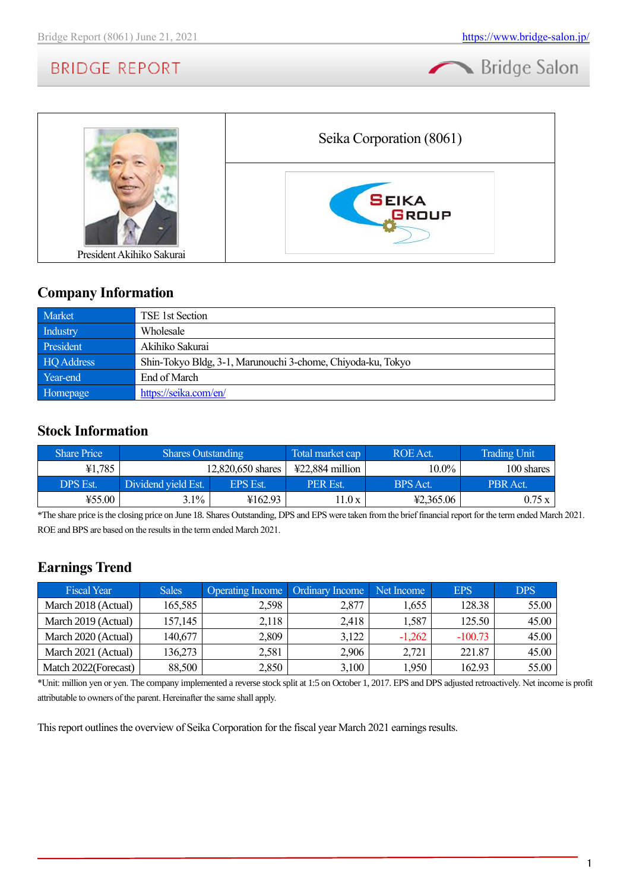President Akihiko Sakurai

Seika Corporation (8061)

## Company Information

| Market | TSE 1st Section |
|---|---|
| Industry | Wholesale |
| President | Akihiko Sakurai |
| HQ Address | Shin-Tokyo Bldg, 3-1, Marunouchi 3-chome, Chiyoda-ku, Tokyo |
| Year-end | End of March |
| Homepage | https://seika.com/en/ |

## Stock Information

| Share Price | Shares Outstanding | | Total market cap | ROE Act. | Trading Unit |
|---|---|---|---|---|---|
| ¥1,785 | 12,820,650 shares | | ¥22,884 million | 10.0% | 100 shares |
| DPS Est. | Dividend yield Est. | EPS Est. | PER Est. | BPS Act. | PBR Act. |
| ¥55.00 | 3.1% | ¥162.93 | 11.0 x | ¥2,365.06 | 0.75 x |

*The share price is the closing price on June 18. Shares Outstanding, DPS and EPS were taken from the brief financial report for the term ended March 2021. ROE and BPS are based on the results in the term ended March 2021.

## Earnings Trend

| Fiscal Year | Sales | Operating Income | Ordinary Income | Net Income | EPS | DPS |
|---|---|---|---|---|---|---|
| March 2018 (Actual) | 165,585 | 2,598 | 2,877 | 1,655 | 128.38 | 55.00 |
| March 2019 (Actual) | 157,145 | 2,118 | 2,418 | 1,587 | 125.50 | 45.00 |
| March 2020 (Actual) | 140,677 | 2,809 | 3,122 | -1,262 | -100.73 | 45.00 |
| March 2021 (Actual) | 136,273 | 2,581 | 2,906 | 2,721 | 221.87 | 45.00 |
| Match 2022(Forecast) | 88,500 | 2,850 | 3,100 | 1,950 | 162.93 | 55.00 |

*Unit: million yen or yen. The company implemented a reverse stock split at 1:5 on October 1, 2017. EPS and DPS adjusted retroactively. Net income is profit attributable to owners of the parent. Hereinafter the same shall apply.

This report outlines the overview of Seika Corporation for the fiscal year March 2021 earnings results.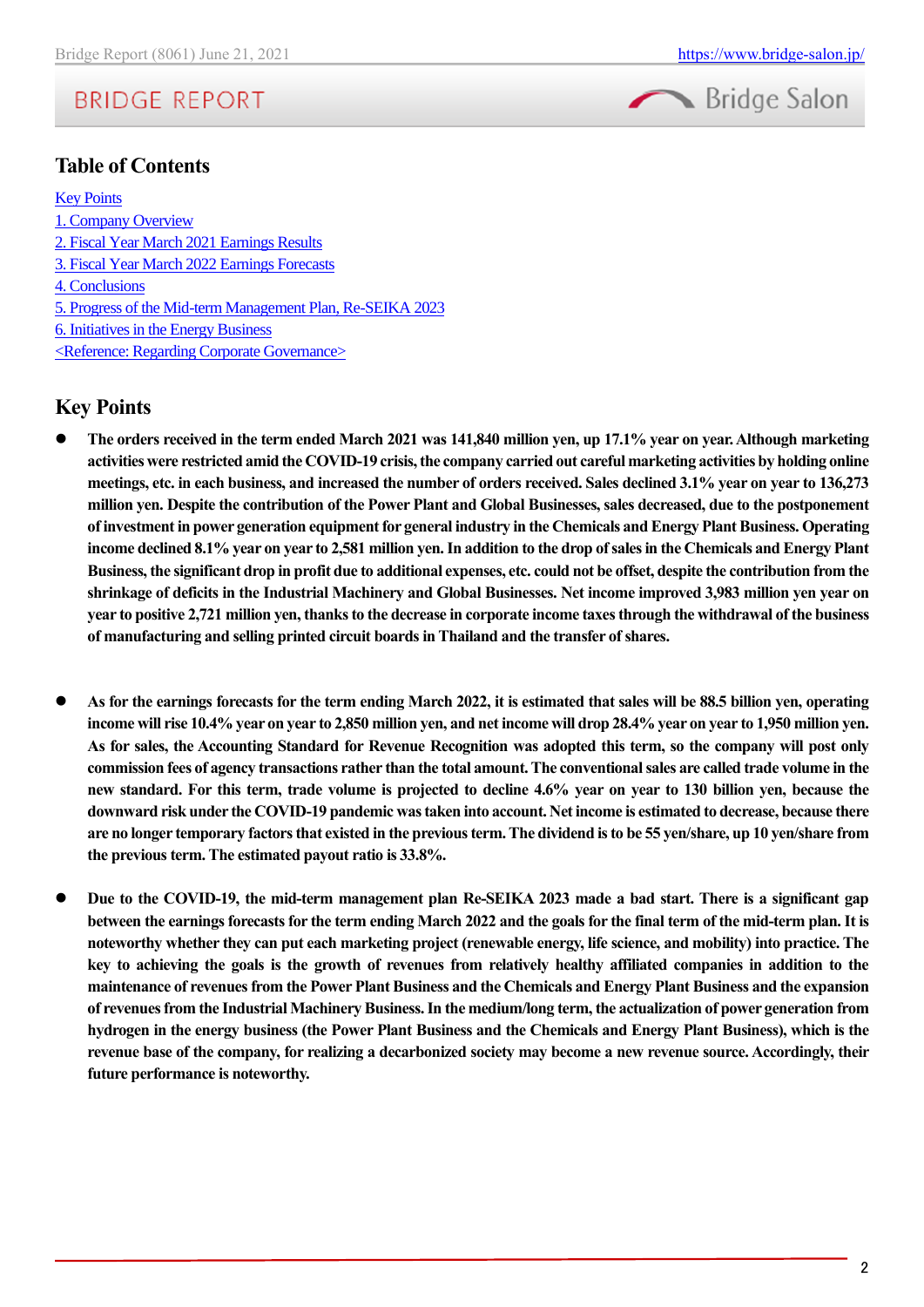## Table of Contents

[Key Points](#)
[1. Company Overview](#)
[2. Fiscal Year March 2021 Earnings Results](#)
[3. Fiscal Year March 2022 Earnings Forecasts](#)
[4. Conclusions](#)
[5. Progress of the Mid-term Management Plan, Re-SEIKA 2023](#)
[6. Initiatives in the Energy Business](#)
[<Reference: Regarding Corporate Governance>](#)

## Key Points

- **The orders received in the term ended March 2021 was 141,840 million yen, up 17.1% year on year. Although marketing activities were restricted amid the COVID-19 crisis, the company carried out careful marketing activities by holding online meetings, etc. in each business, and increased the number of orders received. Sales declined 3.1% year on year to 136,273 million yen. Despite the contribution of the Power Plant and Global Businesses, sales decreased, due to the postponement of investment in power generation equipment for general industry in the Chemicals and Energy Plant Business. Operating income declined 8.1% year on year to 2,581 million yen. In addition to the drop of sales in the Chemicals and Energy Plant Business, the significant drop in profit due to additional expenses, etc. could not be offset, despite the contribution from the shrinkage of deficits in the Industrial Machinery and Global Businesses. Net income improved 3,983 million yen year on year to positive 2,721 million yen, thanks to the decrease in corporate income taxes through the withdrawal of the business of manufacturing and selling printed circuit boards in Thailand and the transfer of shares.**

- **As for the earnings forecasts for the term ending March 2022, it is estimated that sales will be 88.5 billion yen, operating income will rise 10.4% year on year to 2,850 million yen, and net income will drop 28.4% year on year to 1,950 million yen. As for sales, the Accounting Standard for Revenue Recognition was adopted this term, so the company will post only commission fees of agency transactions rather than the total amount. The conventional sales are called trade volume in the new standard. For this term, trade volume is projected to decline 4.6% year on year to 130 billion yen, because the downward risk under the COVID-19 pandemic was taken into account. Net income is estimated to decrease, because there are no longer temporary factors that existed in the previous term. The dividend is to be 55 yen/share, up 10 yen/share from the previous term. The estimated payout ratio is 33.8%.**

- **Due to the COVID-19, the mid-term management plan Re-SEIKA 2023 made a bad start. There is a significant gap between the earnings forecasts for the term ending March 2022 and the goals for the final term of the mid-term plan. It is noteworthy whether they can put each marketing project (renewable energy, life science, and mobility) into practice. The key to achieving the goals is the growth of revenues from relatively healthy affiliated companies in addition to the maintenance of revenues from the Power Plant Business and the Chemicals and Energy Plant Business and the expansion of revenues from the Industrial Machinery Business. In the medium/long term, the actualization of power generation from hydrogen in the energy business (the Power Plant Business and the Chemicals and Energy Plant Business), which is the revenue base of the company, for realizing a decarbonized society may become a new revenue source. Accordingly, their future performance is noteworthy.**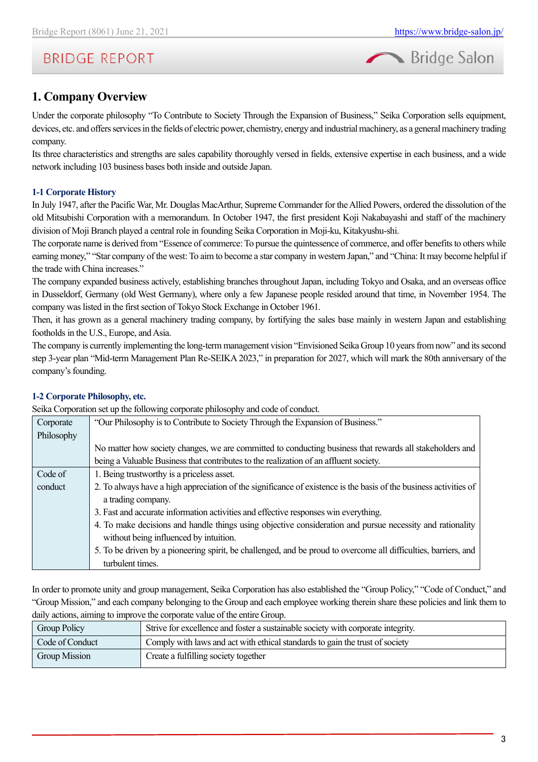# 1. Company Overview

Under the corporate philosophy "To Contribute to Society Through the Expansion of Business," Seika Corporation sells equipment, devices, etc. and offers services in the fields of electric power, chemistry, energy and industrial machinery, as a general machinery trading company.

Its three characteristics and strengths are sales capability thoroughly versed in fields, extensive expertise in each business, and a wide network including 103 business bases both inside and outside Japan.

## 1-1 Corporate History

In July 1947, after the Pacific War, Mr. Douglas MacArthur, Supreme Commander for the Allied Powers, ordered the dissolution of the old Mitsubishi Corporation with a memorandum. In October 1947, the first president Koji Nakabayashi and staff of the machinery division of Moji Branch played a central role in founding Seika Corporation in Moji-ku, Kitakyushu-shi.

The corporate name is derived from "Essence of commerce: To pursue the quintessence of commerce, and offer benefits to others while earning money," "Star company of the west: To aim to become a star company in western Japan," and "China: It may become helpful if the trade with China increases."

The company expanded business actively, establishing branches throughout Japan, including Tokyo and Osaka, and an overseas office in Dusseldorf, Germany (old West Germany), where only a few Japanese people resided around that time, in November 1954. The company was listed in the first section of Tokyo Stock Exchange in October 1961.

Then, it has grown as a general machinery trading company, by fortifying the sales base mainly in western Japan and establishing footholds in the U.S., Europe, and Asia.

The company is currently implementing the long-term management vision "Envisioned Seika Group 10 years from now" and its second step 3-year plan "Mid-term Management Plan Re-SEIKA 2023," in preparation for 2027, which will mark the 80th anniversary of the company's founding.

## 1-2 Corporate Philosophy, etc.

Seika Corporation set up the following corporate philosophy and code of conduct.

| | |
|---|---|
| Corporate Philosophy | "Our Philosophy is to Contribute to Society Through the Expansion of Business."<br><br>No matter how society changes, we are committed to conducting business that rewards all stakeholders and being a Valuable Business that contributes to the realization of an affluent society. |
| Code of conduct | 1. Being trustworthy is a priceless asset.<br>2. To always have a high appreciation of the significance of existence is the basis of the business activities of a trading company.<br>3. Fast and accurate information activities and effective responses win everything.<br>4. To make decisions and handle things using objective consideration and pursue necessity and rationality without being influenced by intuition.<br>5. To be driven by a pioneering spirit, be challenged, and be proud to overcome all difficulties, barriers, and turbulent times. |

In order to promote unity and group management, Seika Corporation has also established the "Group Policy," "Code of Conduct," and "Group Mission," and each company belonging to the Group and each employee working therein share these policies and link them to daily actions, aiming to improve the corporate value of the entire Group.

| | |
|---|---|
| Group Policy | Strive for excellence and foster a sustainable society with corporate integrity. |
| Code of Conduct | Comply with laws and act with ethical standards to gain the trust of society |
| Group Mission | Create a fulfilling society together |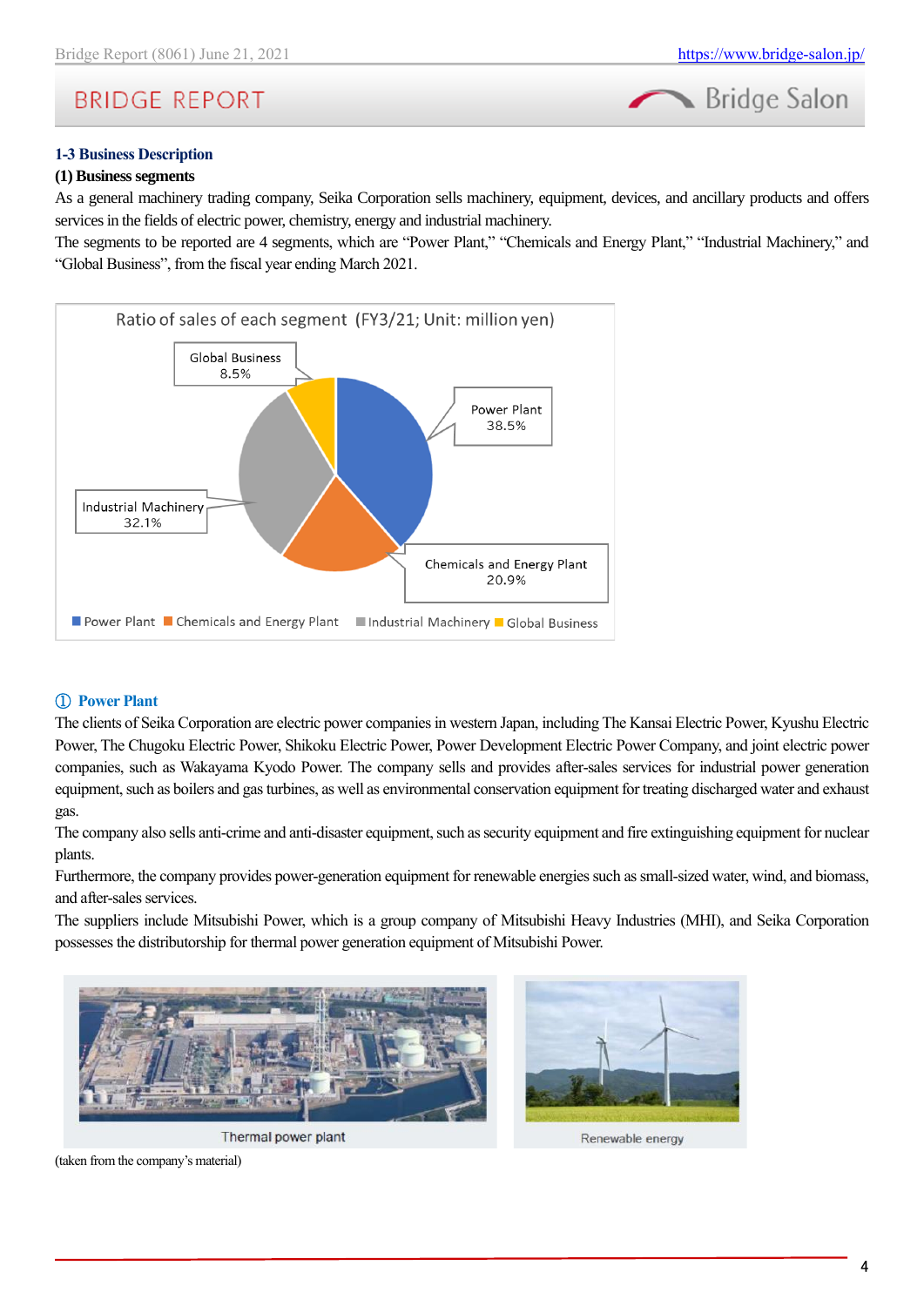### 1-3 Business Description

**(1) Business segments**

As a general machinery trading company, Seika Corporation sells machinery, equipment, devices, and ancillary products and offers services in the fields of electric power, chemistry, energy and industrial machinery.

The segments to be reported are 4 segments, which are "Power Plant," "Chemicals and Energy Plant," "Industrial Machinery," and "Global Business", from the fiscal year ending March 2021.

Ratio of sales of each segment (FY3/21; Unit: million yen)

| Segment | Ratio |
|---|---|
| Power Plant | 38.5% |
| Chemicals and Energy Plant | 20.9% |
| Industrial Machinery | 32.1% |
| Global Business | 8.5% |

#### ① Power Plant

The clients of Seika Corporation are electric power companies in western Japan, including The Kansai Electric Power, Kyushu Electric Power, The Chugoku Electric Power, Shikoku Electric Power, Power Development Electric Power Company, and joint electric power companies, such as Wakayama Kyodo Power. The company sells and provides after-sales services for industrial power generation equipment, such as boilers and gas turbines, as well as environmental conservation equipment for treating discharged water and exhaust gas.

The company also sells anti-crime and anti-disaster equipment, such as security equipment and fire extinguishing equipment for nuclear plants.

Furthermore, the company provides power-generation equipment for renewable energies such as small-sized water, wind, and biomass, and after-sales services.

The suppliers include Mitsubishi Power, which is a group company of Mitsubishi Heavy Industries (MHI), and Seika Corporation possesses the distributorship for thermal power generation equipment of Mitsubishi Power.

Thermal power plant

Renewable energy

(taken from the company's material)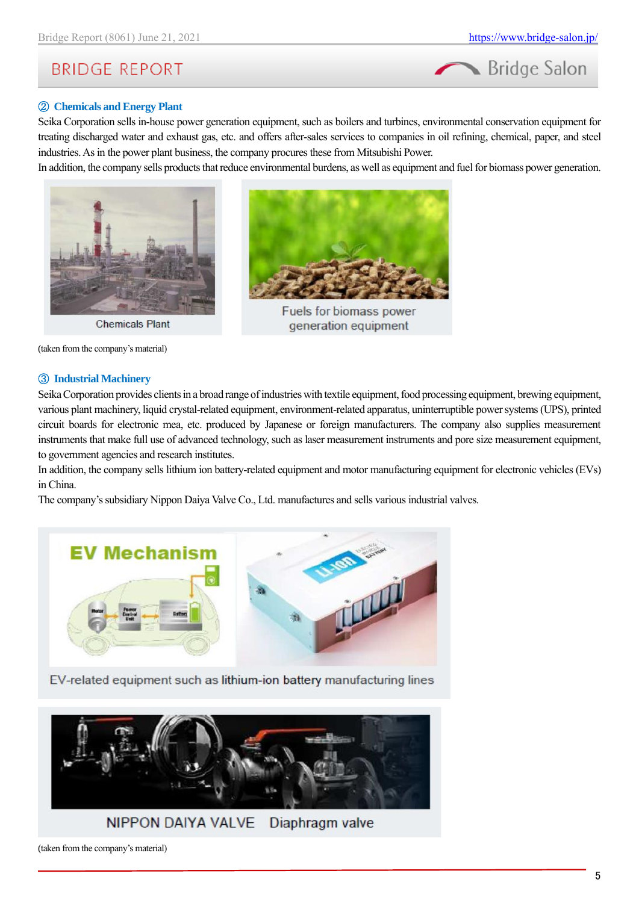### ② Chemicals and Energy Plant

Seika Corporation sells in-house power generation equipment, such as boilers and turbines, environmental conservation equipment for treating discharged water and exhaust gas, etc. and offers after-sales services to companies in oil refining, chemical, paper, and steel industries. As in the power plant business, the company procures these from Mitsubishi Power.

In addition, the company sells products that reduce environmental burdens, as well as equipment and fuel for biomass power generation.

Chemicals Plant

Fuels for biomass power generation equipment

(taken from the company's material)

### ③ Industrial Machinery

Seika Corporation provides clients in a broad range of industries with textile equipment, food processing equipment, brewing equipment, various plant machinery, liquid crystal-related equipment, environment-related apparatus, uninterruptible power systems (UPS), printed circuit boards for electronic mea, etc. produced by Japanese or foreign manufacturers. The company also supplies measurement instruments that make full use of advanced technology, such as laser measurement instruments and pore size measurement equipment, to government agencies and research institutes.

In addition, the company sells lithium ion battery-related equipment and motor manufacturing equipment for electronic vehicles (EVs) in China.

The company's subsidiary Nippon Daiya Valve Co., Ltd. manufactures and sells various industrial valves.

EV-related equipment such as lithium-ion battery manufacturing lines

NIPPON DAIYA VALVE　Diaphragm valve

(taken from the company's material)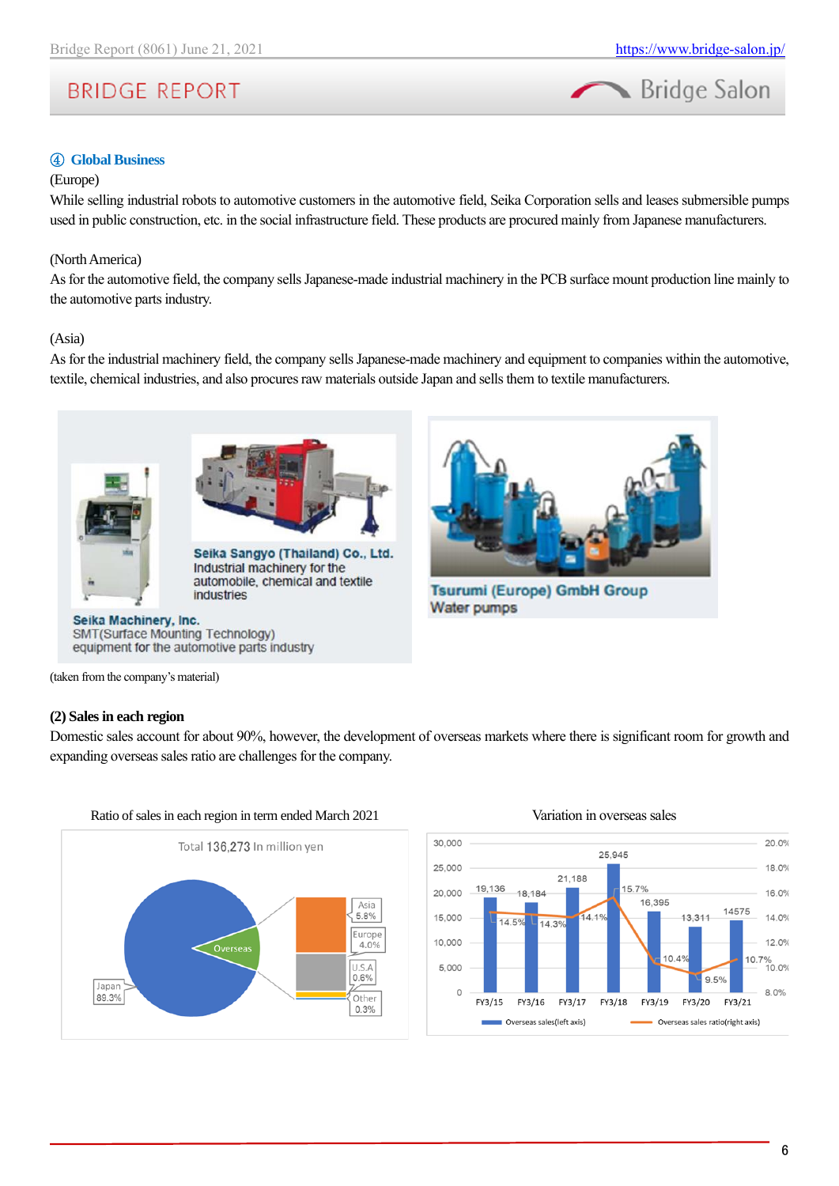④ **Global Business**

(Europe)

While selling industrial robots to automotive customers in the automotive field, Seika Corporation sells and leases submersible pumps used in public construction, etc. in the social infrastructure field. These products are procured mainly from Japanese manufacturers.

(North America)

As for the automotive field, the company sells Japanese-made industrial machinery in the PCB surface mount production line mainly to the automotive parts industry.

(Asia)

As for the industrial machinery field, the company sells Japanese-made machinery and equipment to companies within the automotive, textile, chemical industries, and also procures raw materials outside Japan and sells them to textile manufacturers.

Seika Sangyo (Thailand) Co., Ltd.
Industrial machinery for the automobile, chemical and textile industries

Seika Machinery, Inc.
SMT(Surface Mounting Technology) equipment for the automotive parts industry

Tsurumi (Europe) GmbH Group
Water pumps

(taken from the company's material)

**(2) Sales in each region**

Domestic sales account for about 90%, however, the development of overseas markets where there is significant room for growth and expanding overseas sales ratio are challenges for the company.

Ratio of sales in each region in term ended March 2021

Total 136,273 In million yen

| Region | Ratio |
|---|---|
| Japan | 89.3% |
| Overseas – Asia | 5.8% |
| Overseas – Europe | 4.0% |
| Overseas – U.S.A | 0.6% |
| Overseas – Other | 0.3% |

Variation in overseas sales

| | FY3/15 | FY3/16 | FY3/17 | FY3/18 | FY3/19 | FY3/20 | FY3/21 |
|---|---|---|---|---|---|---|---|
| Overseas sales (left axis) | 19,136 | 18,184 | 21,188 | 25,945 | 16,395 | 13,311 | 14575 |
| Overseas sales ratio (right axis) | 14.5% | 14.3% | 14.1% | 15.7% | 10.4% | 9.5% | 10.7% |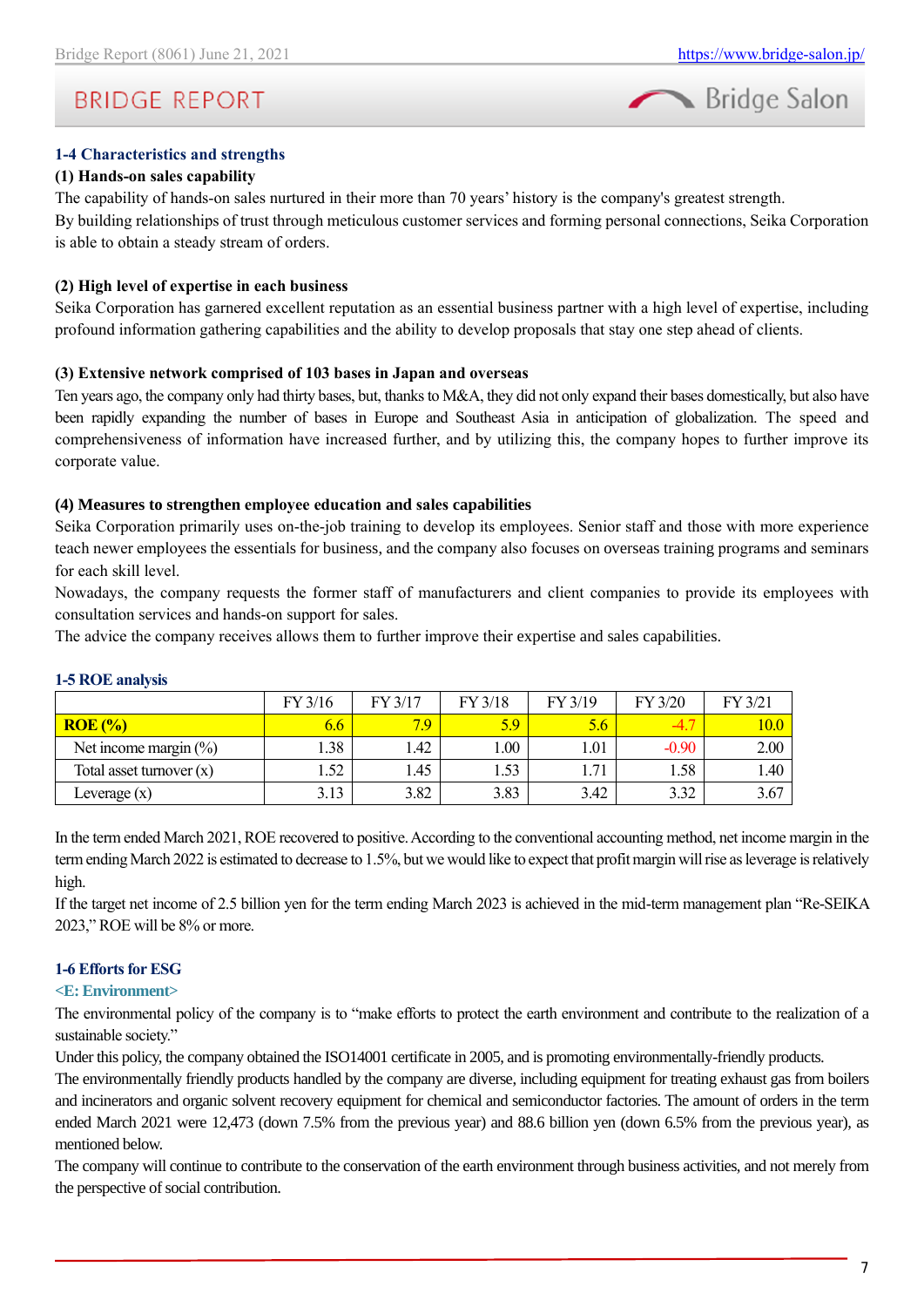### 1-4 Characteristics and strengths

**(1) Hands-on sales capability**

The capability of hands-on sales nurtured in their more than 70 years' history is the company's greatest strength.
By building relationships of trust through meticulous customer services and forming personal connections, Seika Corporation is able to obtain a steady stream of orders.

**(2) High level of expertise in each business**

Seika Corporation has garnered excellent reputation as an essential business partner with a high level of expertise, including profound information gathering capabilities and the ability to develop proposals that stay one step ahead of clients.

**(3) Extensive network comprised of 103 bases in Japan and overseas**

Ten years ago, the company only had thirty bases, but, thanks to M&A, they did not only expand their bases domestically, but also have been rapidly expanding the number of bases in Europe and Southeast Asia in anticipation of globalization. The speed and comprehensiveness of information have increased further, and by utilizing this, the company hopes to further improve its corporate value.

**(4) Measures to strengthen employee education and sales capabilities**

Seika Corporation primarily uses on-the-job training to develop its employees. Senior staff and those with more experience teach newer employees the essentials for business, and the company also focuses on overseas training programs and seminars for each skill level.
Nowadays, the company requests the former staff of manufacturers and client companies to provide its employees with consultation services and hands-on support for sales.
The advice the company receives allows them to further improve their expertise and sales capabilities.

### 1-5 ROE analysis

| | FY 3/16 | FY 3/17 | FY 3/18 | FY 3/19 | FY 3/20 | FY 3/21 |
|---|---|---|---|---|---|---|
| **ROE (%)** | 6.6 | 7.9 | 5.9 | 5.6 | -4.7 | 10.0 |
| Net income margin (%) | 1.38 | 1.42 | 1.00 | 1.01 | -0.90 | 2.00 |
| Total asset turnover (x) | 1.52 | 1.45 | 1.53 | 1.71 | 1.58 | 1.40 |
| Leverage (x) | 3.13 | 3.82 | 3.83 | 3.42 | 3.32 | 3.67 |

In the term ended March 2021, ROE recovered to positive. According to the conventional accounting method, net income margin in the term ending March 2022 is estimated to decrease to 1.5%, but we would like to expect that profit margin will rise as leverage is relatively high.
If the target net income of 2.5 billion yen for the term ending March 2023 is achieved in the mid-term management plan "Re-SEIKA 2023," ROE will be 8% or more.

### 1-6 Efforts for ESG

**<E: Environment>**

The environmental policy of the company is to "make efforts to protect the earth environment and contribute to the realization of a sustainable society."
Under this policy, the company obtained the ISO14001 certificate in 2005, and is promoting environmentally-friendly products.
The environmentally friendly products handled by the company are diverse, including equipment for treating exhaust gas from boilers and incinerators and organic solvent recovery equipment for chemical and semiconductor factories. The amount of orders in the term ended March 2021 were 12,473 (down 7.5% from the previous year) and 88.6 billion yen (down 6.5% from the previous year), as mentioned below.
The company will continue to contribute to the conservation of the earth environment through business activities, and not merely from the perspective of social contribution.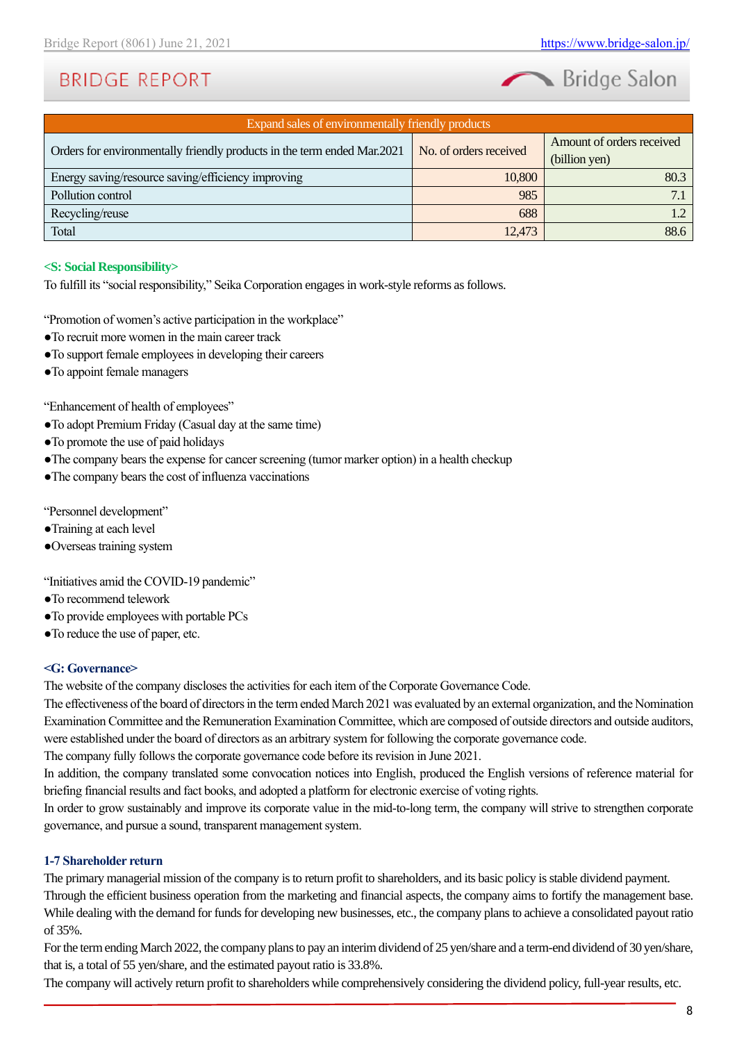| Expand sales of environmentally friendly products | | |
|---|---|---|
| Orders for environmentally friendly products in the term ended Mar.2021 | No. of orders received | Amount of orders received (billion yen) |
| Energy saving/resource saving/efficiency improving | 10,800 | 80.3 |
| Pollution control | 985 | 7.1 |
| Recycling/reuse | 688 | 1.2 |
| Total | 12,473 | 88.6 |

**<S: Social Responsibility>**

To fulfill its "social responsibility," Seika Corporation engages in work-style reforms as follows.

"Promotion of women's active participation in the workplace"

●To recruit more women in the main career track
●To support female employees in developing their careers
●To appoint female managers

"Enhancement of health of employees"

●To adopt Premium Friday (Casual day at the same time)
●To promote the use of paid holidays
●The company bears the expense for cancer screening (tumor marker option) in a health checkup
●The company bears the cost of influenza vaccinations

"Personnel development"

●Training at each level
●Overseas training system

"Initiatives amid the COVID-19 pandemic"

●To recommend telework
●To provide employees with portable PCs
●To reduce the use of paper, etc.

**<G: Governance>**

The website of the company discloses the activities for each item of the Corporate Governance Code.
The effectiveness of the board of directors in the term ended March 2021 was evaluated by an external organization, and the Nomination Examination Committee and the Remuneration Examination Committee, which are composed of outside directors and outside auditors, were established under the board of directors as an arbitrary system for following the corporate governance code.
The company fully follows the corporate governance code before its revision in June 2021.
In addition, the company translated some convocation notices into English, produced the English versions of reference material for briefing financial results and fact books, and adopted a platform for electronic exercise of voting rights.
In order to grow sustainably and improve its corporate value in the mid-to-long term, the company will strive to strengthen corporate governance, and pursue a sound, transparent management system.

### 1-7 Shareholder return

The primary managerial mission of the company is to return profit to shareholders, and its basic policy is stable dividend payment.
Through the efficient business operation from the marketing and financial aspects, the company aims to fortify the management base.
While dealing with the demand for funds for developing new businesses, etc., the company plans to achieve a consolidated payout ratio of 35%.
For the term ending March 2022, the company plans to pay an interim dividend of 25 yen/share and a term-end dividend of 30 yen/share, that is, a total of 55 yen/share, and the estimated payout ratio is 33.8%.
The company will actively return profit to shareholders while comprehensively considering the dividend policy, full-year results, etc.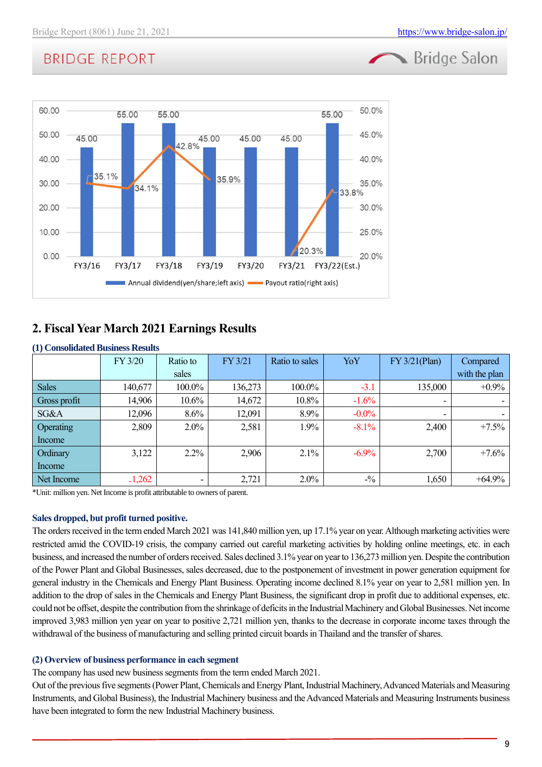| | FY3/16 | FY3/17 | FY3/18 | FY3/19 | FY3/20 | FY3/21 | FY3/22(Est.) |
|---|---|---|---|---|---|---|---|
| Annual dividend(yen/share;left axis) | 45.00 | 55.00 | 55.00 | 45.00 | 45.00 | 45.00 | 55.00 |
| Payout ratio(right axis) | 35.1% | 34.1% | 42.8% | 35.9% | | 20.3% | 33.8% |

## 2. Fiscal Year March 2021 Earnings Results

### (1) Consolidated Business Results

| | FY 3/20 | Ratio to sales | FY 3/21 | Ratio to sales | YoY | FY 3/21(Plan) | Compared with the plan |
|---|---|---|---|---|---|---|---|
| Sales | 140,677 | 100.0% | 136,273 | 100.0% | -3.1 | 135,000 | +0.9% |
| Gross profit | 14,906 | 10.6% | 14,672 | 10.8% | -1.6% | - | - |
| SG&A | 12,096 | 8.6% | 12,091 | 8.9% | -0.0% | - | - |
| Operating Income | 2,809 | 2.0% | 2,581 | 1.9% | -8.1% | 2,400 | +7.5% |
| Ordinary Income | 3,122 | 2.2% | 2,906 | 2.1% | -6.9% | 2,700 | +7.6% |
| Net Income | -1,262 | - | 2,721 | 2.0% | -% | 1,650 | +64.9% |

*Unit: million yen. Net Income is profit attributable to owners of parent.

**Sales dropped, but profit turned positive.**

The orders received in the term ended March 2021 was 141,840 million yen, up 17.1% year on year. Although marketing activities were restricted amid the COVID-19 crisis, the company carried out careful marketing activities by holding online meetings, etc. in each business, and increased the number of orders received. Sales declined 3.1% year on year to 136,273 million yen. Despite the contribution of the Power Plant and Global Businesses, sales decreased, due to the postponement of investment in power generation equipment for general industry in the Chemicals and Energy Plant Business. Operating income declined 8.1% year on year to 2,581 million yen. In addition to the drop of sales in the Chemicals and Energy Plant Business, the significant drop in profit due to additional expenses, etc. could not be offset, despite the contribution from the shrinkage of deficits in the Industrial Machinery and Global Businesses. Net income improved 3,983 million yen year on year to positive 2,721 million yen, thanks to the decrease in corporate income taxes through the withdrawal of the business of manufacturing and selling printed circuit boards in Thailand and the transfer of shares.

### (2) Overview of business performance in each segment

The company has used new business segments from the term ended March 2021.

Out of the previous five segments (Power Plant, Chemicals and Energy Plant, Industrial Machinery, Advanced Materials and Measuring Instruments, and Global Business), the Industrial Machinery business and the Advanced Materials and Measuring Instruments business have been integrated to form the new Industrial Machinery business.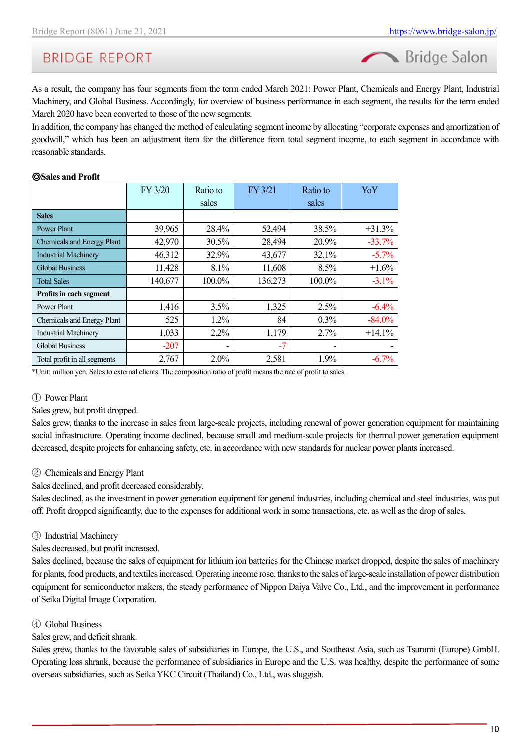As a result, the company has four segments from the term ended March 2021: Power Plant, Chemicals and Energy Plant, Industrial Machinery, and Global Business. Accordingly, for overview of business performance in each segment, the results for the term ended March 2020 have been converted to those of the new segments.
In addition, the company has changed the method of calculating segment income by allocating "corporate expenses and amortization of goodwill," which has been an adjustment item for the difference from total segment income, to each segment in accordance with reasonable standards.

**◎Sales and Profit**

| | FY 3/20 | Ratio to sales | FY 3/21 | Ratio to sales | YoY |
|---|---|---|---|---|---|
| **Sales** | | | | | |
| Power Plant | 39,965 | 28.4% | 52,494 | 38.5% | +31.3% |
| Chemicals and Energy Plant | 42,970 | 30.5% | 28,494 | 20.9% | -33.7% |
| Industrial Machinery | 46,312 | 32.9% | 43,677 | 32.1% | -5.7% |
| Global Business | 11,428 | 8.1% | 11,608 | 8.5% | +1.6% |
| Total Sales | 140,677 | 100.0% | 136,273 | 100.0% | -3.1% |
| **Profits in each segment** | | | | | |
| Power Plant | 1,416 | 3.5% | 1,325 | 2.5% | -6.4% |
| Chemicals and Energy Plant | 525 | 1.2% | 84 | 0.3% | -84.0% |
| Industrial Machinery | 1,033 | 2.2% | 1,179 | 2.7% | +14.1% |
| Global Business | -207 | - | -7 | - | - |
| Total profit in all segments | 2,767 | 2.0% | 2,581 | 1.9% | -6.7% |

*Unit: million yen. Sales to external clients. The composition ratio of profit means the rate of profit to sales.

① Power Plant
Sales grew, but profit dropped.
Sales grew, thanks to the increase in sales from large-scale projects, including renewal of power generation equipment for maintaining social infrastructure. Operating income declined, because small and medium-scale projects for thermal power generation equipment decreased, despite projects for enhancing safety, etc. in accordance with new standards for nuclear power plants increased.

② Chemicals and Energy Plant
Sales declined, and profit decreased considerably.
Sales declined, as the investment in power generation equipment for general industries, including chemical and steel industries, was put off. Profit dropped significantly, due to the expenses for additional work in some transactions, etc. as well as the drop of sales.

③ Industrial Machinery
Sales decreased, but profit increased.
Sales declined, because the sales of equipment for lithium ion batteries for the Chinese market dropped, despite the sales of machinery for plants, food products, and textiles increased. Operating income rose, thanks to the sales of large-scale installation of power distribution equipment for semiconductor makers, the steady performance of Nippon Daiya Valve Co., Ltd., and the improvement in performance of Seika Digital Image Corporation.

④ Global Business
Sales grew, and deficit shrank.
Sales grew, thanks to the favorable sales of subsidiaries in Europe, the U.S., and Southeast Asia, such as Tsurumi (Europe) GmbH. Operating loss shrank, because the performance of subsidiaries in Europe and the U.S. was healthy, despite the performance of some overseas subsidiaries, such as Seika YKC Circuit (Thailand) Co., Ltd., was sluggish.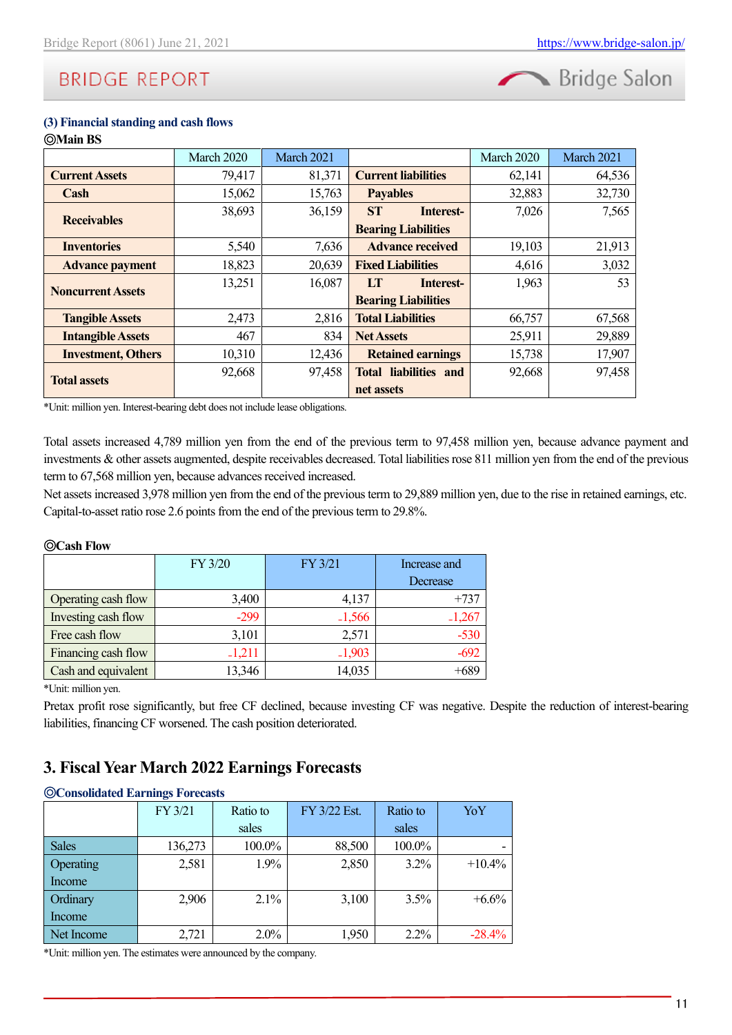### (3) Financial standing and cash flows

◎Main BS

| | March 2020 | March 2021 | | March 2020 | March 2021 |
|---|---|---|---|---|---|
| **Current Assets** | 79,417 | 81,371 | **Current liabilities** | 62,141 | 64,536 |
| **Cash** | 15,062 | 15,763 | **Payables** | 32,883 | 32,730 |
| **Receivables** | 38,693 | 36,159 | **ST Interest-Bearing Liabilities** | 7,026 | 7,565 |
| **Inventories** | 5,540 | 7,636 | **Advance received** | 19,103 | 21,913 |
| **Advance payment** | 18,823 | 20,639 | **Fixed Liabilities** | 4,616 | 3,032 |
| **Noncurrent Assets** | 13,251 | 16,087 | **LT Interest-Bearing Liabilities** | 1,963 | 53 |
| **Tangible Assets** | 2,473 | 2,816 | **Total Liabilities** | 66,757 | 67,568 |
| **Intangible Assets** | 467 | 834 | **Net Assets** | 25,911 | 29,889 |
| **Investment, Others** | 10,310 | 12,436 | **Retained earnings** | 15,738 | 17,907 |
| **Total assets** | 92,668 | 97,458 | **Total liabilities and net assets** | 92,668 | 97,458 |

*Unit: million yen. Interest-bearing debt does not include lease obligations.

Total assets increased 4,789 million yen from the end of the previous term to 97,458 million yen, because advance payment and investments & other assets augmented, despite receivables decreased. Total liabilities rose 811 million yen from the end of the previous term to 67,568 million yen, because advances received increased.
Net assets increased 3,978 million yen from the end of the previous term to 29,889 million yen, due to the rise in retained earnings, etc. Capital-to-asset ratio rose 2.6 points from the end of the previous term to 29.8%.

◎Cash Flow

| | FY 3/20 | FY 3/21 | Increase and Decrease |
|---|---|---|---|
| Operating cash flow | 3,400 | 4,137 | +737 |
| Investing cash flow | -299 | -1,566 | -1,267 |
| Free cash flow | 3,101 | 2,571 | -530 |
| Financing cash flow | -1,211 | -1,903 | -692 |
| Cash and equivalent | 13,346 | 14,035 | +689 |

*Unit: million yen.

Pretax profit rose significantly, but free CF declined, because investing CF was negative. Despite the reduction of interest-bearing liabilities, financing CF worsened. The cash position deteriorated.

## 3. Fiscal Year March 2022 Earnings Forecasts

◎Consolidated Earnings Forecasts

| | FY 3/21 | Ratio to sales | FY 3/22 Est. | Ratio to sales | YoY |
|---|---|---|---|---|---|
| Sales | 136,273 | 100.0% | 88,500 | 100.0% | - |
| Operating Income | 2,581 | 1.9% | 2,850 | 3.2% | +10.4% |
| Ordinary Income | 2,906 | 2.1% | 3,100 | 3.5% | +6.6% |
| Net Income | 2,721 | 2.0% | 1,950 | 2.2% | -28.4% |

*Unit: million yen. The estimates were announced by the company.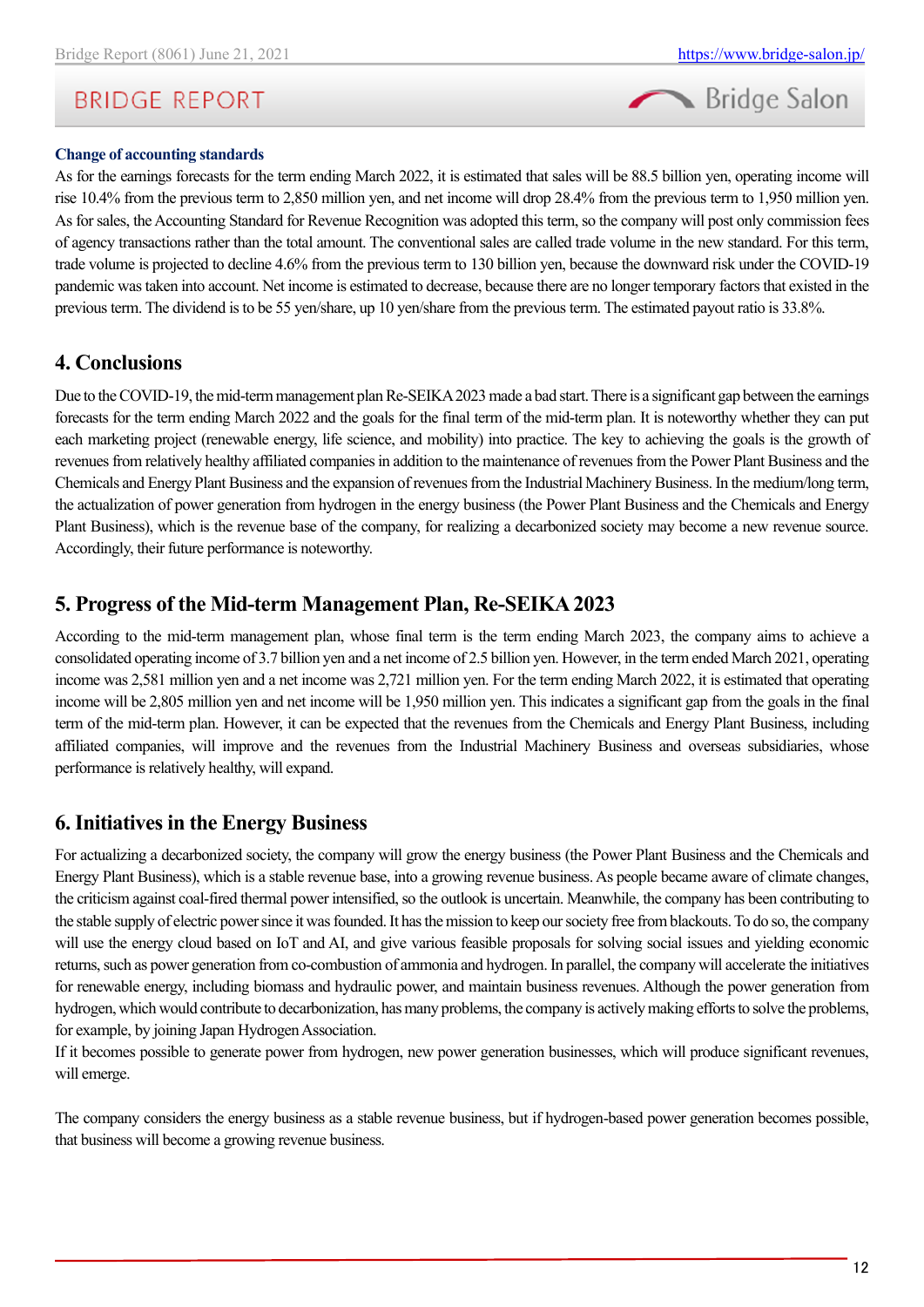**Change of accounting standards**

As for the earnings forecasts for the term ending March 2022, it is estimated that sales will be 88.5 billion yen, operating income will rise 10.4% from the previous term to 2,850 million yen, and net income will drop 28.4% from the previous term to 1,950 million yen. As for sales, the Accounting Standard for Revenue Recognition was adopted this term, so the company will post only commission fees of agency transactions rather than the total amount. The conventional sales are called trade volume in the new standard. For this term, trade volume is projected to decline 4.6% from the previous term to 130 billion yen, because the downward risk under the COVID-19 pandemic was taken into account. Net income is estimated to decrease, because there are no longer temporary factors that existed in the previous term. The dividend is to be 55 yen/share, up 10 yen/share from the previous term. The estimated payout ratio is 33.8%.

## 4. Conclusions

Due to the COVID-19, the mid-term management plan Re-SEIKA 2023 made a bad start. There is a significant gap between the earnings forecasts for the term ending March 2022 and the goals for the final term of the mid-term plan. It is noteworthy whether they can put each marketing project (renewable energy, life science, and mobility) into practice. The key to achieving the goals is the growth of revenues from relatively healthy affiliated companies in addition to the maintenance of revenues from the Power Plant Business and the Chemicals and Energy Plant Business and the expansion of revenues from the Industrial Machinery Business. In the medium/long term, the actualization of power generation from hydrogen in the energy business (the Power Plant Business and the Chemicals and Energy Plant Business), which is the revenue base of the company, for realizing a decarbonized society may become a new revenue source. Accordingly, their future performance is noteworthy.

## 5. Progress of the Mid-term Management Plan, Re-SEIKA 2023

According to the mid-term management plan, whose final term is the term ending March 2023, the company aims to achieve a consolidated operating income of 3.7 billion yen and a net income of 2.5 billion yen. However, in the term ended March 2021, operating income was 2,581 million yen and a net income was 2,721 million yen. For the term ending March 2022, it is estimated that operating income will be 2,805 million yen and net income will be 1,950 million yen. This indicates a significant gap from the goals in the final term of the mid-term plan. However, it can be expected that the revenues from the Chemicals and Energy Plant Business, including affiliated companies, will improve and the revenues from the Industrial Machinery Business and overseas subsidiaries, whose performance is relatively healthy, will expand.

## 6. Initiatives in the Energy Business

For actualizing a decarbonized society, the company will grow the energy business (the Power Plant Business and the Chemicals and Energy Plant Business), which is a stable revenue base, into a growing revenue business. As people became aware of climate changes, the criticism against coal-fired thermal power intensified, so the outlook is uncertain. Meanwhile, the company has been contributing to the stable supply of electric power since it was founded. It has the mission to keep our society free from blackouts. To do so, the company will use the energy cloud based on IoT and AI, and give various feasible proposals for solving social issues and yielding economic returns, such as power generation from co-combustion of ammonia and hydrogen. In parallel, the company will accelerate the initiatives for renewable energy, including biomass and hydraulic power, and maintain business revenues. Although the power generation from hydrogen, which would contribute to decarbonization, has many problems, the company is actively making efforts to solve the problems, for example, by joining Japan Hydrogen Association.

If it becomes possible to generate power from hydrogen, new power generation businesses, which will produce significant revenues, will emerge.

The company considers the energy business as a stable revenue business, but if hydrogen-based power generation becomes possible, that business will become a growing revenue business.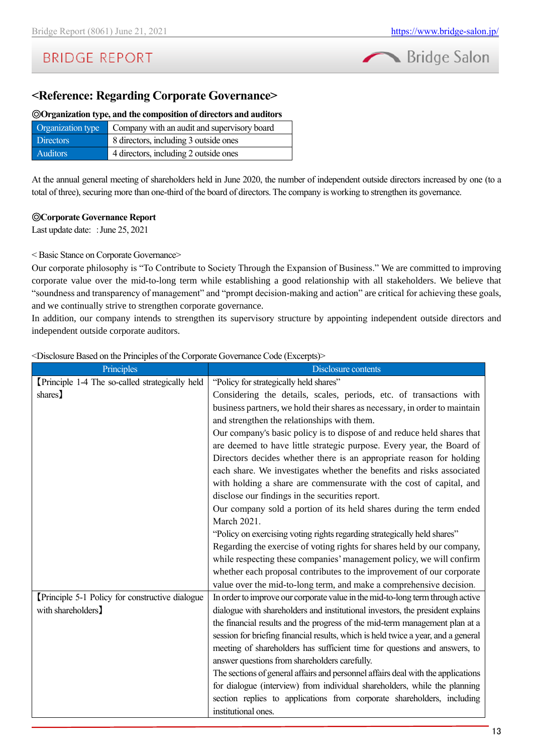## <Reference: Regarding Corporate Governance>

**◎Organization type, and the composition of directors and auditors**

| Organization type | Company with an audit and supervisory board |
|---|---|
| Directors | 8 directors, including 3 outside ones |
| Auditors | 4 directors, including 2 outside ones |

At the annual general meeting of shareholders held in June 2020, the number of independent outside directors increased by one (to a total of three), securing more than one-third of the board of directors. The company is working to strengthen its governance.

**◎Corporate Governance Report**

Last update date: :June 25, 2021

< Basic Stance on Corporate Governance>

Our corporate philosophy is "To Contribute to Society Through the Expansion of Business." We are committed to improving corporate value over the mid-to-long term while establishing a good relationship with all stakeholders. We believe that "soundness and transparency of management" and "prompt decision-making and action" are critical for achieving these goals, and we continually strive to strengthen corporate governance.

In addition, our company intends to strengthen its supervisory structure by appointing independent outside directors and independent outside corporate auditors.

<Disclosure Based on the Principles of the Corporate Governance Code (Excerpts)>

| Principles | Disclosure contents |
|---|---|
| 【Principle 1-4 The so-called strategically held shares】 | "Policy for strategically held shares"<br>Considering the details, scales, periods, etc. of transactions with business partners, we hold their shares as necessary, in order to maintain and strengthen the relationships with them.<br>Our company's basic policy is to dispose of and reduce held shares that are deemed to have little strategic purpose. Every year, the Board of Directors decides whether there is an appropriate reason for holding each share. We investigates whether the benefits and risks associated with holding a share are commensurate with the cost of capital, and disclose our findings in the securities report.<br>Our company sold a portion of its held shares during the term ended March 2021.<br>"Policy on exercising voting rights regarding strategically held shares"<br>Regarding the exercise of voting rights for shares held by our company, while respecting these companies' management policy, we will confirm whether each proposal contributes to the improvement of our corporate value over the mid-to-long term, and make a comprehensive decision. |
| 【Principle 5-1 Policy for constructive dialogue with shareholders】 | In order to improve our corporate value in the mid-to-long term through active dialogue with shareholders and institutional investors, the president explains the financial results and the progress of the mid-term management plan at a session for briefing financial results, which is held twice a year, and a general meeting of shareholders has sufficient time for questions and answers, to answer questions from shareholders carefully.<br>The sections of general affairs and personnel affairs deal with the applications for dialogue (interview) from individual shareholders, while the planning section replies to applications from corporate shareholders, including institutional ones. |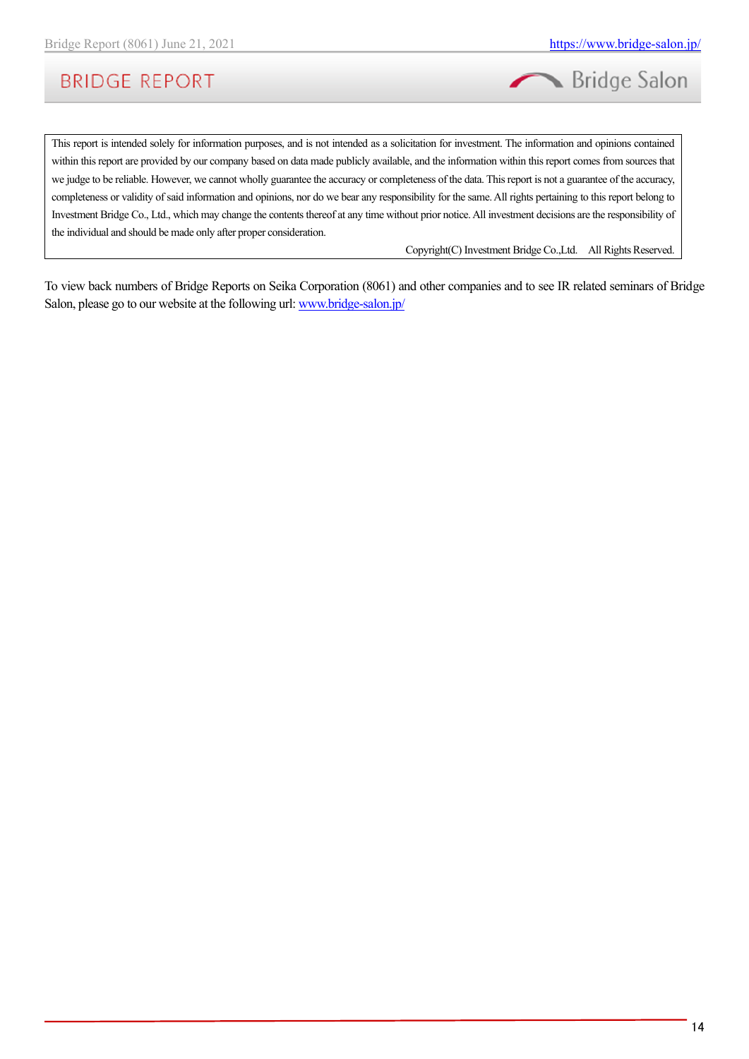This report is intended solely for information purposes, and is not intended as a solicitation for investment. The information and opinions contained within this report are provided by our company based on data made publicly available, and the information within this report comes from sources that we judge to be reliable. However, we cannot wholly guarantee the accuracy or completeness of the data. This report is not a guarantee of the accuracy, completeness or validity of said information and opinions, nor do we bear any responsibility for the same. All rights pertaining to this report belong to Investment Bridge Co., Ltd., which may change the contents thereof at any time without prior notice. All investment decisions are the responsibility of the individual and should be made only after proper consideration.

Copyright(C) Investment Bridge Co.,Ltd. All Rights Reserved.

To view back numbers of Bridge Reports on Seika Corporation (8061) and other companies and to see IR related seminars of Bridge Salon, please go to our website at the following url: [www.bridge-salon.jp/](www.bridge-salon.jp/)